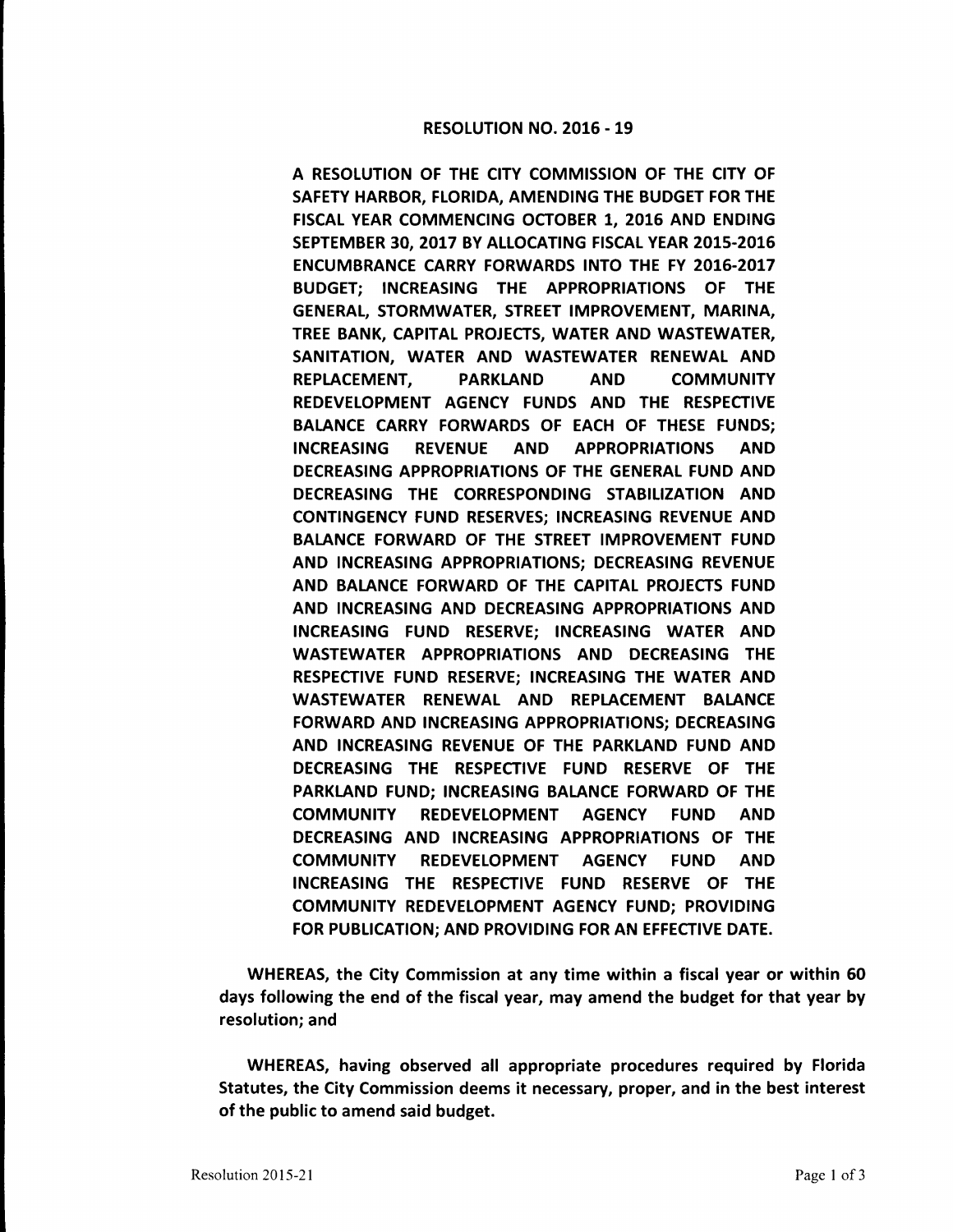# RESOLUTION NO. 2016 - 19

**A RESOLUTION OF THE CITY COMMISSION OF THE CITY OF SAFETY HARBOR, FLORIDA, AMENDING THE BUDGET FOR THE FISCAL YEAR COMMENCING OCTOBER 1, 2016 AND ENDING SEPTEMBER 30, 2017 BY ALLOCATING FISCAL YEAR 2015-2016 ENCUMBRANCE CARRY FORWARDS INTO THE FY 2016-2017 BUDGET; INCREASING THE APPROPRIATIONS OF THE GENERAL, STORMWATER, STREET IMPROVEMENT, MARINA, TREE BANK, CAPITAL PROJECTS, WATER AND WASTEWATER, SANITATION, WATER AND WASTEWATER RENEWAL AND REPLACEMENT, PARKLAND AND COMMUNITY REDEVELOPMENT AGENCY FUNDS AND THE RESPECTIVE BALANCE CARRY FORWARDS OF EACH OF THESE FUNDS; INCREASING REVENUE AND APPROPRIATIONS AND DECREASING APPROPRIATIONS OF THE GENERAL FUND AND DECREASING THE CORRESPONDING STABILIZATION AND CONTINGENCY FUND RESERVES; INCREASING REVENUE AND BALANCE FORWARD OF THE STREET IMPROVEMENT FUND AND INCREASING APPROPRIATIONS; DECREASING REVENUE AND BALANCE FORWARD OF THE CAPITAL PROJECTS FUND AND INCREASING AND DECREASING APPROPRIATIONS AND INCREASING FUND RESERVE; INCREASING WATER AND WASTEWATER APPROPRIATIONS AND DECREASING THE RESPECTIVE FUND RESERVE; INCREASING THE WATER AND WASTEWATER RENEWAL AND REPLACEMENT BALANCE FORWARD AND INCREASING APPROPRIATIONS; DECREASING AND INCREASING REVENUE OF THE PARKLAND FUND AND DECREASING THE RESPECTIVE FUND RESERVE OF THE PARKLAND FUND; INCREASING BALANCE FORWARD OF THE COMMUNITY REDEVELOPMENT AGENCY FUND AND DECREASING AND INCREASING APPROPRIATIONS OF THE COMMUNITY REDEVELOPMENT AGENCY FUND AND INCREASING THE RESPECTIVE FUND RESERVE OF THE COMMUNITY REDEVELOPMENT AGENCY FUND; PROVIDING FOR PUBLICATION; AND PROVIDING FOR AN EFFECTIVE DATE.**

**WHEREAS, the City Commission at any time within a fiscal year or within 60 days following the end of the fiscal year, may amend the budget for that year by resolution; and**

**WHEREAS, having observed all appropriate procedures required by Florida Statutes, the City Commission deems it necessary, proper, and in the best interest of the public to amend said budget.**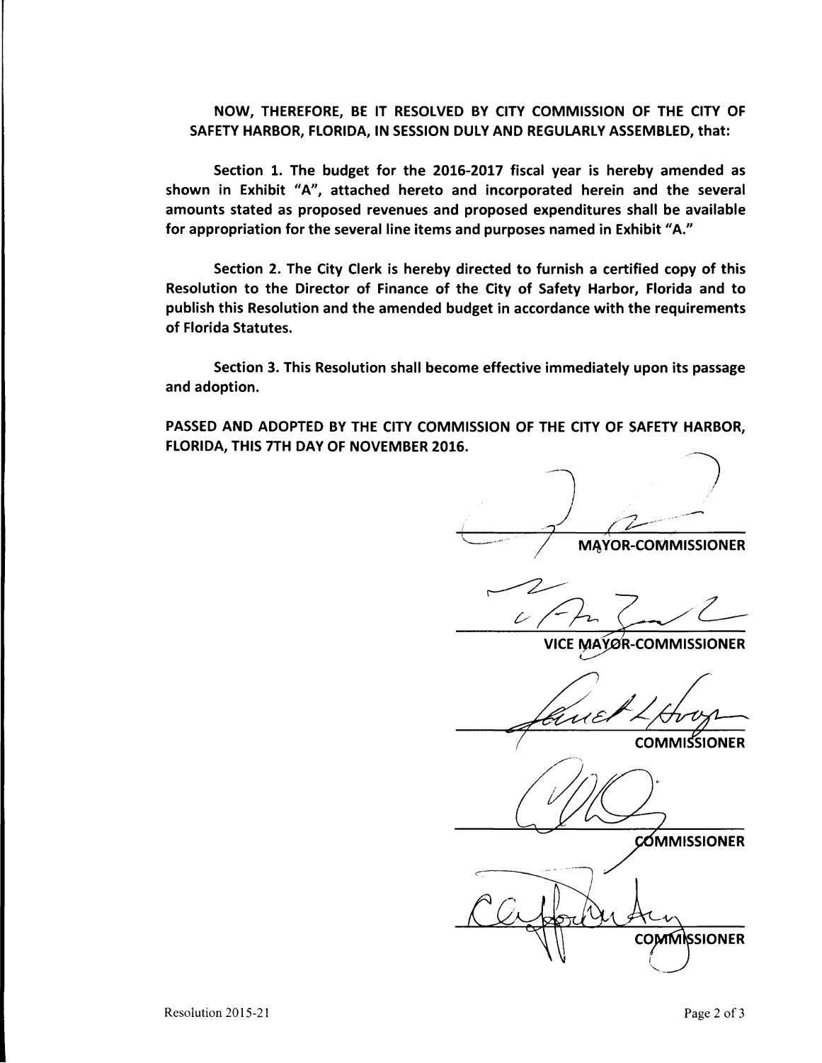**NOW, THEREFORE, BE IT RESOLVED BY CITY COMMISSION OF THE CITY OF SAFETY HARBOR, FLORIDA, IN SESSION DULY AND REGULARLY ASSEMBLED, that:**

**Section 1. The budget for the 2016-2017 fiscal year is hereby amended as shown in Exhibit "A", attached hereto and incorporated herein and the several amounts stated as proposed revenues and proposed expenditures shall be available for appropriation for the several line items and purposes named in Exhibit "A."**

**Section 2. The City Clerk is hereby directed to furnish a certified copy of this Resolution to the Director of Finance of the City of Safety Harbor, Florida and to publish this Resolution and the amended budget in accordance with the requirements of Florida Statutes.**

**Section 3. This Resolution shall become effective immediately upon its passage and adoption.**

**PASSED AND ADOPTED BY THE CITY COMMISSION OF THE CITY OF SAFETY HARBOR, FLORIDA, THIS 7TH DAY OF NOVEMBER 2016.**

**MAYOR-COMMISSIONER**

**VICE MAYOR-COMMISSIONER**

**COMMISSIONER**

**COMMISSIONER**

**COMMISSIONER**

Resolution 2015-21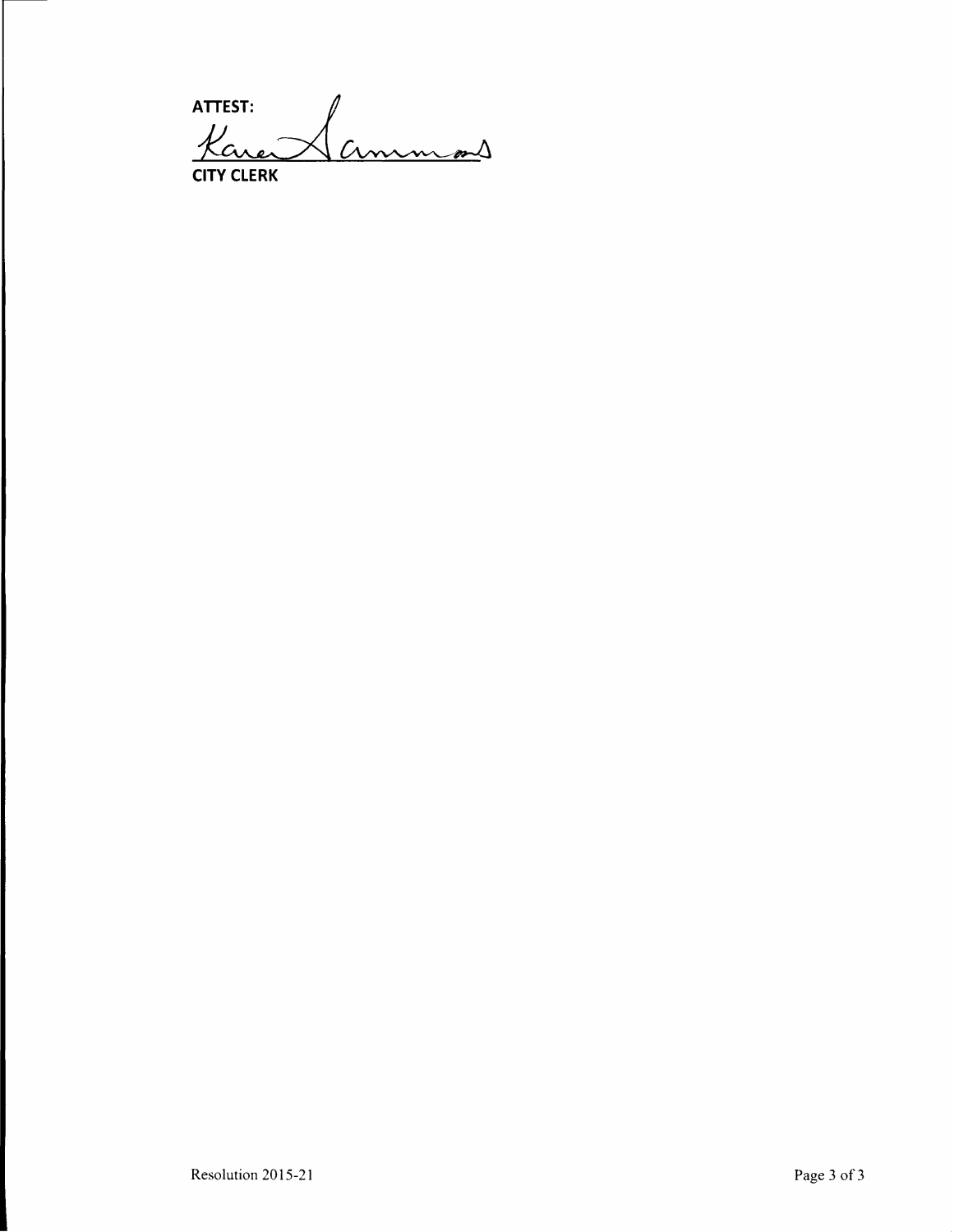**ATTEST:**

Karen Sammons

**CITY CLERK**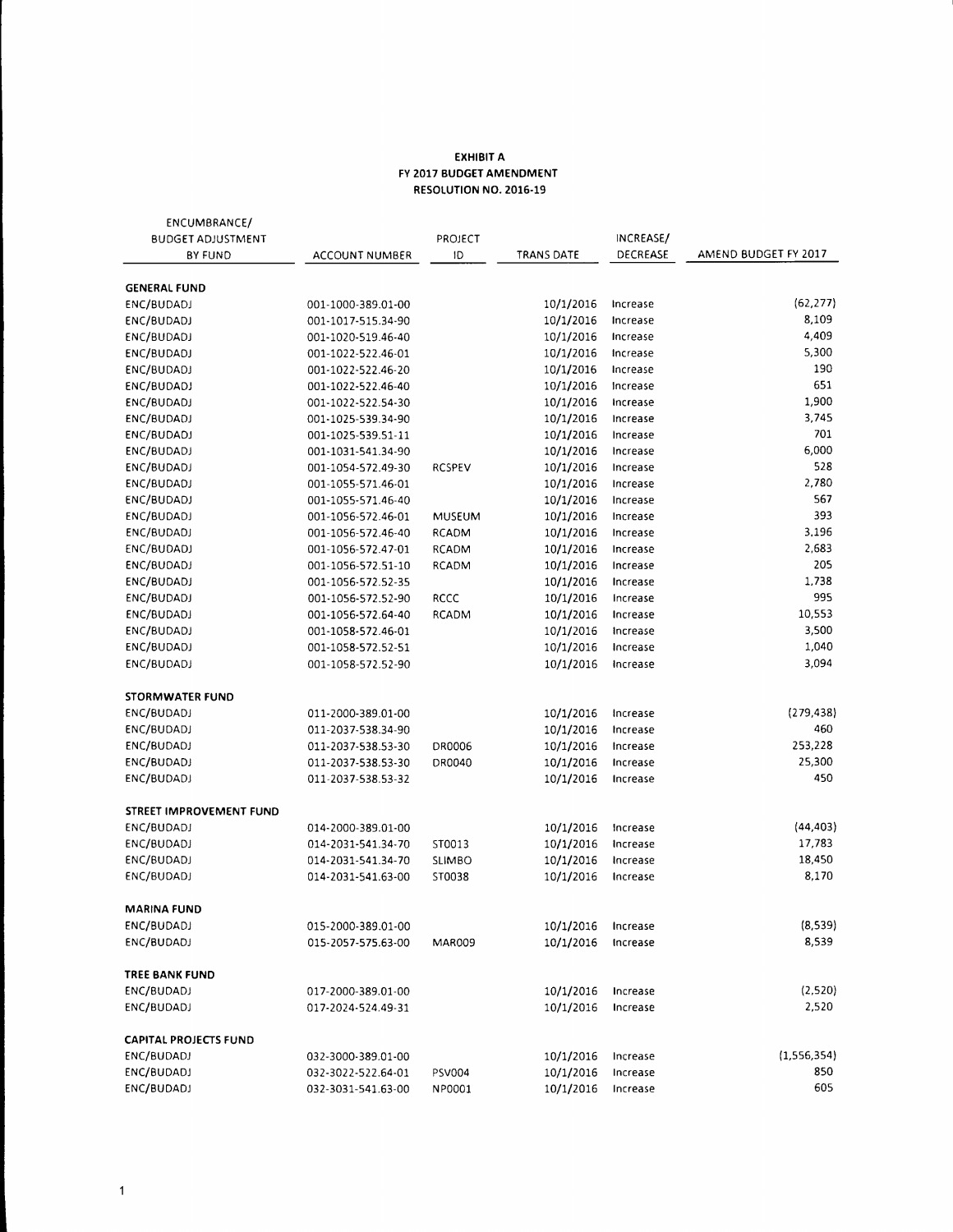**EXHIBIT A**
**FY 2017 BUDGET AMENDMENT**
**RESOLUTION NO. 2016-19**

| ENCUMBRANCE/ BUDGET ADJUSTMENT BY FUND | ACCOUNT NUMBER | PROJECT ID | TRANS DATE | INCREASE/ DECREASE | AMEND BUDGET FY 2017 |
|---|---|---|---|---|---|
| **GENERAL FUND** | | | | | |
| ENC/BUDADJ | 001-1000-389.01-00 | | 10/1/2016 | Increase | (62,277) |
| ENC/BUDADJ | 001-1017-515.34-90 | | 10/1/2016 | Increase | 8,109 |
| ENC/BUDADJ | 001-1020-519.46-40 | | 10/1/2016 | Increase | 4,409 |
| ENC/BUDADJ | 001-1022-522.46-01 | | 10/1/2016 | Increase | 5,300 |
| ENC/BUDADJ | 001-1022-522.46-20 | | 10/1/2016 | Increase | 190 |
| ENC/BUDADJ | 001-1022-522.46-40 | | 10/1/2016 | Increase | 651 |
| ENC/BUDADJ | 001-1022-522.54-30 | | 10/1/2016 | Increase | 1,900 |
| ENC/BUDADJ | 001-1025-539.34-90 | | 10/1/2016 | Increase | 3,745 |
| ENC/BUDADJ | 001-1025-539.51-11 | | 10/1/2016 | Increase | 701 |
| ENC/BUDADJ | 001-1031-541.34-90 | | 10/1/2016 | Increase | 6,000 |
| ENC/BUDADJ | 001-1054-572.49-30 | RCSPEV | 10/1/2016 | Increase | 528 |
| ENC/BUDADJ | 001-1055-571.46-01 | | 10/1/2016 | Increase | 2,780 |
| ENC/BUDADJ | 001-1055-571.46-40 | | 10/1/2016 | Increase | 567 |
| ENC/BUDADJ | 001-1056-572.46-01 | MUSEUM | 10/1/2016 | Increase | 393 |
| ENC/BUDADJ | 001-1056-572.46-40 | RCADM | 10/1/2016 | Increase | 3,196 |
| ENC/BUDADJ | 001-1056-572.47-01 | RCADM | 10/1/2016 | Increase | 2,683 |
| ENC/BUDADJ | 001-1056-572.51-10 | RCADM | 10/1/2016 | Increase | 205 |
| ENC/BUDADJ | 001-1056-572.52-35 | | 10/1/2016 | Increase | 1,738 |
| ENC/BUDADJ | 001-1056-572.52-90 | RCCC | 10/1/2016 | Increase | 995 |
| ENC/BUDADJ | 001-1056-572.64-40 | RCADM | 10/1/2016 | Increase | 10,553 |
| ENC/BUDADJ | 001-1058-572.46-01 | | 10/1/2016 | Increase | 3,500 |
| ENC/BUDADJ | 001-1058-572.52-51 | | 10/1/2016 | Increase | 1,040 |
| ENC/BUDADJ | 001-1058-572.52-90 | | 10/1/2016 | Increase | 3,094 |
| **STORMWATER FUND** | | | | | |
| ENC/BUDADJ | 011-2000-389.01-00 | | 10/1/2016 | Increase | (279,438) |
| ENC/BUDADJ | 011-2037-538.34-90 | | 10/1/2016 | Increase | 460 |
| ENC/BUDADJ | 011-2037-538.53-30 | DR0006 | 10/1/2016 | Increase | 253,228 |
| ENC/BUDADJ | 011-2037-538.53-30 | DR0040 | 10/1/2016 | Increase | 25,300 |
| ENC/BUDADJ | 011-2037-538.53-32 | | 10/1/2016 | Increase | 450 |
| **STREET IMPROVEMENT FUND** | | | | | |
| ENC/BUDADJ | 014-2000-389.01-00 | | 10/1/2016 | Increase | (44,403) |
| ENC/BUDADJ | 014-2031-541.34-70 | ST0013 | 10/1/2016 | Increase | 17,783 |
| ENC/BUDADJ | 014-2031-541.34-70 | SLIMBO | 10/1/2016 | Increase | 18,450 |
| ENC/BUDADJ | 014-2031-541.63-00 | ST0038 | 10/1/2016 | Increase | 8,170 |
| **MARINA FUND** | | | | | |
| ENC/BUDADJ | 015-2000-389.01-00 | | 10/1/2016 | Increase | (8,539) |
| ENC/BUDADJ | 015-2057-575.63-00 | MAR009 | 10/1/2016 | Increase | 8,539 |
| **TREE BANK FUND** | | | | | |
| ENC/BUDADJ | 017-2000-389.01-00 | | 10/1/2016 | Increase | (2,520) |
| ENC/BUDADJ | 017-2024-524.49-31 | | 10/1/2016 | Increase | 2,520 |
| **CAPITAL PROJECTS FUND** | | | | | |
| ENC/BUDADJ | 032-3000-389.01-00 | | 10/1/2016 | Increase | (1,556,354) |
| ENC/BUDADJ | 032-3022-522.64-01 | PSV004 | 10/1/2016 | Increase | 850 |
| ENC/BUDADJ | 032-3031-541.63-00 | NP0001 | 10/1/2016 | Increase | 605 |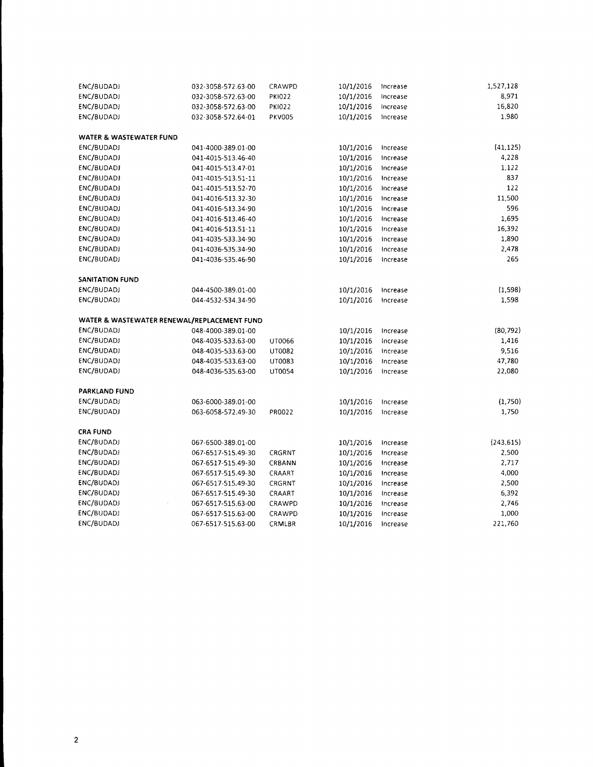| | | | | | |
|---|---|---|---|---|---|
| ENC/BUDADJ | 032-3058-572.63-00 | CRAWPD | 10/1/2016 | Increase | 1,527,128 |
| ENC/BUDADJ | 032-3058-572.63-00 | PKI022 | 10/1/2016 | Increase | 8,971 |
| ENC/BUDADJ | 032-3058-572.63-00 | PKI022 | 10/1/2016 | Increase | 16,820 |
| ENC/BUDADJ | 032-3058-572.64-01 | PKV005 | 10/1/2016 | Increase | 1,980 |
| **WATER & WASTEWATER FUND** | | | | | |
| ENC/BUDADJ | 041-4000-389.01-00 | | 10/1/2016 | Increase | (41,125) |
| ENC/BUDADJ | 041-4015-513.46-40 | | 10/1/2016 | Increase | 4,228 |
| ENC/BUDADJ | 041-4015-513.47-01 | | 10/1/2016 | Increase | 1,122 |
| ENC/BUDADJ | 041-4015-513.51-11 | | 10/1/2016 | Increase | 837 |
| ENC/BUDADJ | 041-4015-513.52-70 | | 10/1/2016 | Increase | 122 |
| ENC/BUDADJ | 041-4016-513.32-30 | | 10/1/2016 | Increase | 11,500 |
| ENC/BUDADJ | 041-4016-513.34-90 | | 10/1/2016 | Increase | 596 |
| ENC/BUDADJ | 041-4016-513.46-40 | | 10/1/2016 | Increase | 1,695 |
| ENC/BUDADJ | 041-4016-513.51-11 | | 10/1/2016 | Increase | 16,392 |
| ENC/BUDADJ | 041-4035-533.34-90 | | 10/1/2016 | Increase | 1,890 |
| ENC/BUDADJ | 041-4036-535.34-90 | | 10/1/2016 | Increase | 2,478 |
| ENC/BUDADJ | 041-4036-535.46-90 | | 10/1/2016 | Increase | 265 |
| **SANITATION FUND** | | | | | |
| ENC/BUDADJ | 044-4500-389.01-00 | | 10/1/2016 | Increase | (1,598) |
| ENC/BUDADJ | 044-4532-534.34-90 | | 10/1/2016 | Increase | 1,598 |
| **WATER & WASTEWATER RENEWAL/REPLACEMENT FUND** | | | | | |
| ENC/BUDADJ | 048-4000-389.01-00 | | 10/1/2016 | Increase | (80,792) |
| ENC/BUDADJ | 048-4035-533.63-00 | UT0066 | 10/1/2016 | Increase | 1,416 |
| ENC/BUDADJ | 048-4035-533.63-00 | UT0082 | 10/1/2016 | Increase | 9,516 |
| ENC/BUDADJ | 048-4035-533.63-00 | UT0083 | 10/1/2016 | Increase | 47,780 |
| ENC/BUDADJ | 048-4036-535.63-00 | UT0054 | 10/1/2016 | Increase | 22,080 |
| **PARKLAND FUND** | | | | | |
| ENC/BUDADJ | 063-6000-389.01-00 | | 10/1/2016 | Increase | (1,750) |
| ENC/BUDADJ | 063-6058-572.49-30 | PR0022 | 10/1/2016 | Increase | 1,750 |
| **CRA FUND** | | | | | |
| ENC/BUDADJ | 067-6500-389.01-00 | | 10/1/2016 | Increase | (243,615) |
| ENC/BUDADJ | 067-6517-515.49-30 | CRGRNT | 10/1/2016 | Increase | 2,500 |
| ENC/BUDADJ | 067-6517-515.49-30 | CRBANN | 10/1/2016 | Increase | 2,717 |
| ENC/BUDADJ | 067-6517-515.49-30 | CRAART | 10/1/2016 | Increase | 4,000 |
| ENC/BUDADJ | 067-6517-515.49-30 | CRGRNT | 10/1/2016 | Increase | 2,500 |
| ENC/BUDADJ | 067-6517-515.49-30 | CRAART | 10/1/2016 | Increase | 6,392 |
| ENC/BUDADJ | 067-6517-515.63-00 | CRAWPD | 10/1/2016 | Increase | 2,746 |
| ENC/BUDADJ | 067-6517-515.63-00 | CRAWPD | 10/1/2016 | Increase | 1,000 |
| ENC/BUDADJ | 067-6517-515.63-00 | CRMLBR | 10/1/2016 | Increase | 221,760 |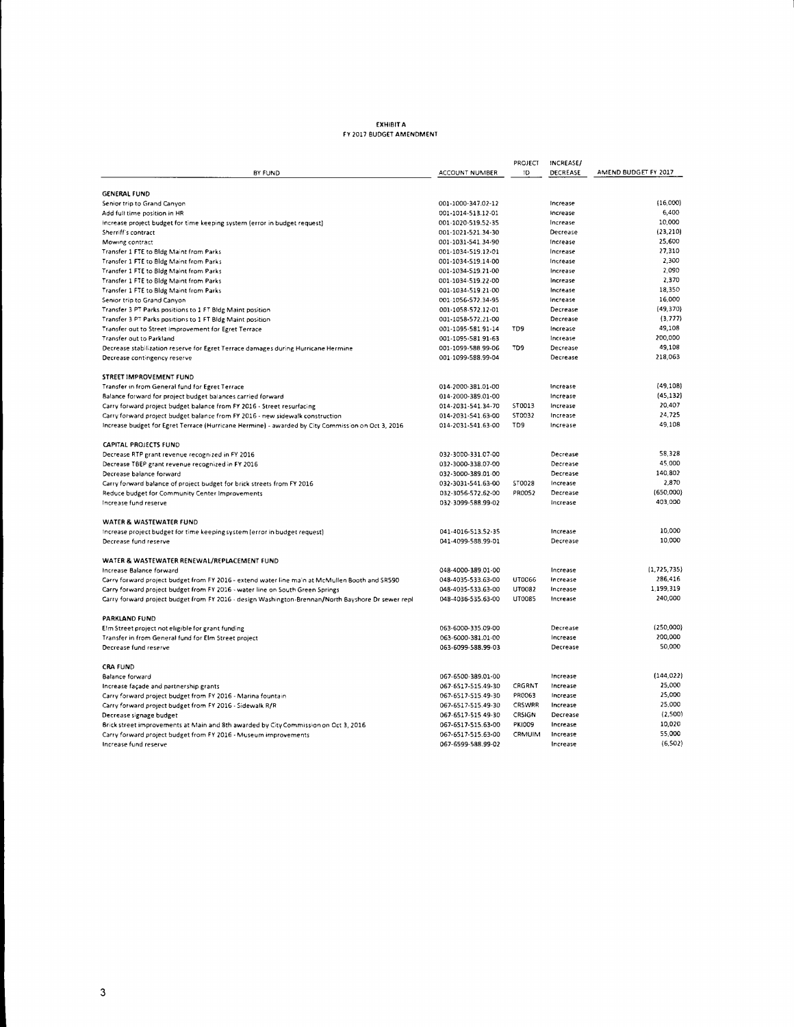**EXHIBIT A**
**FY 2017 BUDGET AMENDMENT**

| BY FUND | ACCOUNT NUMBER | PROJECT ID | INCREASE/ DECREASE | AMEND BUDGET FY 2017 |
|---|---|---|---|---|
| **GENERAL FUND** | | | | |
| Senior trip to Grand Canyon | 001-1000-347.02-12 | | Increase | (16,000) |
| Add full time position in HR | 001-1014-513.12-01 | | Increase | 6,400 |
| Increase project budget for time keeping system (error in budget request) | 001-1020-519.52-35 | | Increase | 10,000 |
| Sherriff's contract | 001-1021-521.34-30 | | Decrease | (23,210) |
| Mowing contract | 001-1031-541.34-90 | | Increase | 25,600 |
| Transfer 1 FTE to Bldg Maint from Parks | 001-1034-519.12-01 | | Increase | 27,310 |
| Transfer 1 FTE to Bldg Maint from Parks | 001-1034-519.14-00 | | Increase | 2,300 |
| Transfer 1 FTE to Bldg Maint from Parks | 001-1034-519.21-00 | | Increase | 2,090 |
| Transfer 1 FTE to Bldg Maint from Parks | 001-1034-519.22-00 | | Increase | 2,370 |
| Transfer 1 FTE to Bldg Maint from Parks | 001-1034-519.21-00 | | Increase | 18,350 |
| Senior trip to Grand Canyon | 001-1056-572.34-95 | | Increase | 16,000 |
| Transfer 3 PT Parks positions to 1 FT Bldg Maint position | 001-1058-572.12-01 | | Decrease | (49,370) |
| Transfer 3 PT Parks positions to 1 FT Bldg Maint position | 001-1058-572.21-00 | | Decrease | (3,777) |
| Transfer out to Street Improvement for Egret Terrace | 001-1095-581.91-14 | TD9 | Increase | 49,108 |
| Transfer out to Parkland | 001-1095-581.91-63 | | Increase | 200,000 |
| Decrease stabilization reserve for Egret Terrace damages during Hurricane Hermine | 001-1099-588.99-06 | TD9 | Decrease | 49,108 |
| Decrease contingency reserve | 001-1099-588.99-04 | | Decrease | 218,063 |
| **STREET IMPROVEMENT FUND** | | | | |
| Transfer in from General fund for Egret Terrace | 014-2000-381.01-00 | | Increase | (49,108) |
| Balance forward for project budget balances carried forward | 014-2000-389.01-00 | | Increase | (45,132) |
| Carry forward project budget balance from FY 2016 - Street resurfacing | 014-2031-541.34-70 | ST0013 | Increase | 20,407 |
| Carry forward project budget balance from FY 2016 - new sidewalk construction | 014-2031-541.63-00 | ST0032 | Increase | 24,725 |
| Increase budget for Egret Terrace (Hurricane Hermine) - awarded by City Commission on Oct 3, 2016 | 014-2031-541.63-00 | TD9 | Increase | 49,108 |
| **CAPITAL PROJECTS FUND** | | | | |
| Decrease RTP grant revenue recognized in FY 2016 | 032-3000-331.07-00 | | Decrease | 58,328 |
| Decrease TBEP grant revenue recognized in FY 2016 | 032-3000-338.07-00 | | Decrease | 45,000 |
| Decrease balance forward | 032-3000-389.01-00 | | Decrease | 140,802 |
| Carry forward balance of project budget for brick streets from FY 2016 | 032-3031-541.63-00 | ST0028 | Increase | 2,870 |
| Reduce budget for Community Center Improvements | 032-3056-572.62-00 | PR0052 | Decrease | (650,000) |
| Increase fund reserve | 032-3099-588.99-02 | | Increase | 403,000 |
| **WATER & WASTEWATER FUND** | | | | |
| Increase project budget for time keeping system (error in budget request) | 041-4016-513.52-35 | | Increase | 10,000 |
| Decrease fund reserve | 041-4099-588.99-01 | | Decrease | 10,000 |
| **WATER & WASTEWATER RENEWAL/REPLACEMENT FUND** | | | | |
| Increase Balance forward | 048-4000-389.01-00 | | Increase | (1,725,735) |
| Carry forward project budget from FY 2016 - extend water line main at McMullen Booth and SR590 | 048-4035-533.63-00 | UT0066 | Increase | 286,416 |
| Carry forward project budget from FY 2016 - water line on South Green Springs | 048-4035-533.63-00 | UT0082 | Increase | 1,199,319 |
| Carry forward project budget from FY 2016 - design Washington-Brennan/North Bayshore Dr sewer repl | 048-4036-535.63-00 | UT0085 | Increase | 240,000 |
| **PARKLAND FUND** | | | | |
| Elm Street project not eligible for grant funding | 063-6000-335.09-00 | | Decrease | (250,000) |
| Transfer in from General fund for Elm Street project | 063-6000-381.01-00 | | Increase | 200,000 |
| Decrease fund reserve | 063-6099-588.99-03 | | Decrease | 50,000 |
| **CRA FUND** | | | | |
| Balance forward | 067-6500-389.01-00 | | Increase | (144,022) |
| Increase façade and partnership grants | 067-6517-515.49-30 | CRGRNT | Increase | 25,000 |
| Carry forward project budget from FY 2016 - Marina fountain | 067-6517-515.49-30 | PR0063 | Increase | 25,000 |
| Carry forward project budget from FY 2016 - Sidewalk R/R | 067-6517-515.49-30 | CRSWRR | Increase | 25,000 |
| Decrease signage budget | 067-6517-515.49-30 | CRSIGN | Decrease | (2,500) |
| Brick street improvements at Main and 8th awarded by City Commission on Oct 3, 2016 | 067-6517-515.63-00 | PKI009 | Increase | 10,020 |
| Carry forward project budget from FY 2016 - Museum improvements | 067-6517-515.63-00 | CRMUIM | Increase | 55,000 |
| Increase fund reserve | 067-6599-588.99-02 | | Increase | (6,502) |